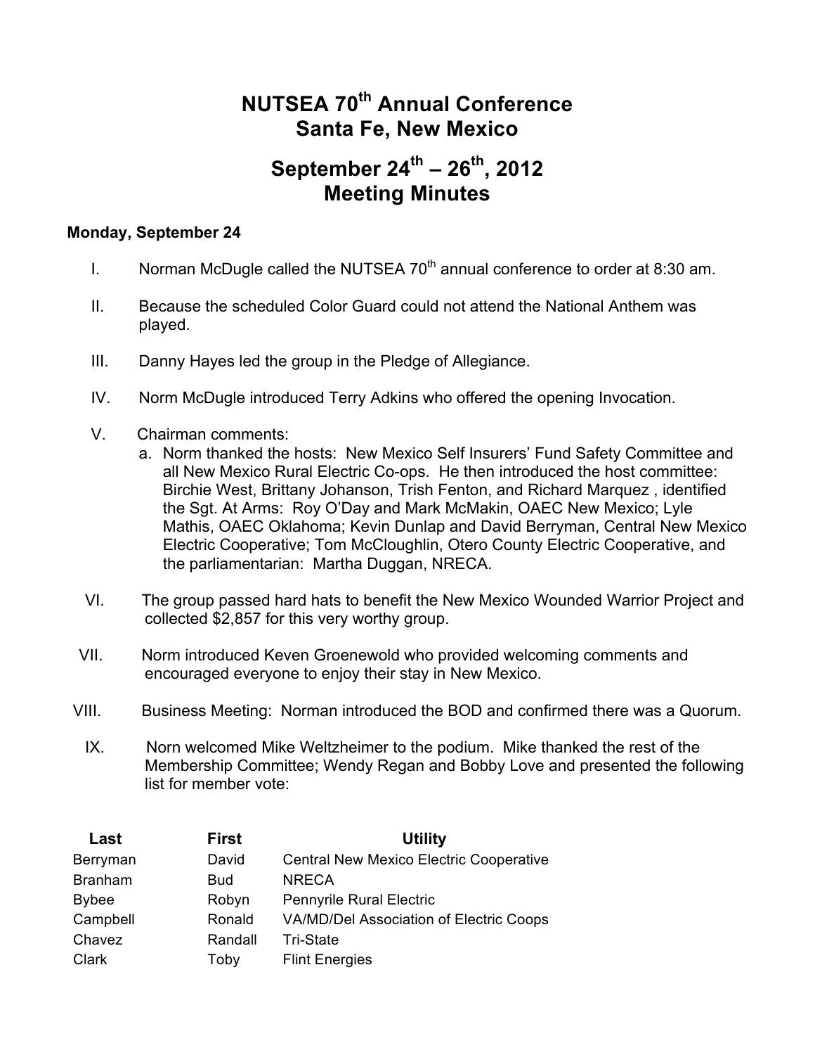# NUTSEA 70th Annual Conference
# Santa Fe, New Mexico

# September 24th – 26th, 2012
# Meeting Minutes

**Monday, September 24**

I. Norman McDugle called the NUTSEA 70th annual conference to order at 8:30 am.

II. Because the scheduled Color Guard could not attend the National Anthem was played.

III. Danny Hayes led the group in the Pledge of Allegiance.

IV. Norm McDugle introduced Terry Adkins who offered the opening Invocation.

V. Chairman comments:
   a. Norm thanked the hosts: New Mexico Self Insurers' Fund Safety Committee and all New Mexico Rural Electric Co-ops. He then introduced the host committee: Birchie West, Brittany Johanson, Trish Fenton, and Richard Marquez , identified the Sgt. At Arms: Roy O'Day and Mark McMakin, OAEC New Mexico; Lyle Mathis, OAEC Oklahoma; Kevin Dunlap and David Berryman, Central New Mexico Electric Cooperative; Tom McCloughlin, Otero County Electric Cooperative, and the parliamentarian: Martha Duggan, NRECA.

VI. The group passed hard hats to benefit the New Mexico Wounded Warrior Project and collected $2,857 for this very worthy group.

VII. Norm introduced Keven Groenewold who provided welcoming comments and encouraged everyone to enjoy their stay in New Mexico.

VIII. Business Meeting: Norman introduced the BOD and confirmed there was a Quorum.

IX. Norn welcomed Mike Weltzheimer to the podium. Mike thanked the rest of the Membership Committee; Wendy Regan and Bobby Love and presented the following list for member vote:

| Last | First | Utility |
|---|---|---|
| Berryman | David | Central New Mexico Electric Cooperative |
| Branham | Bud | NRECA |
| Bybee | Robyn | Pennyrile Rural Electric |
| Campbell | Ronald | VA/MD/Del Association of Electric Coops |
| Chavez | Randall | Tri-State |
| Clark | Toby | Flint Energies |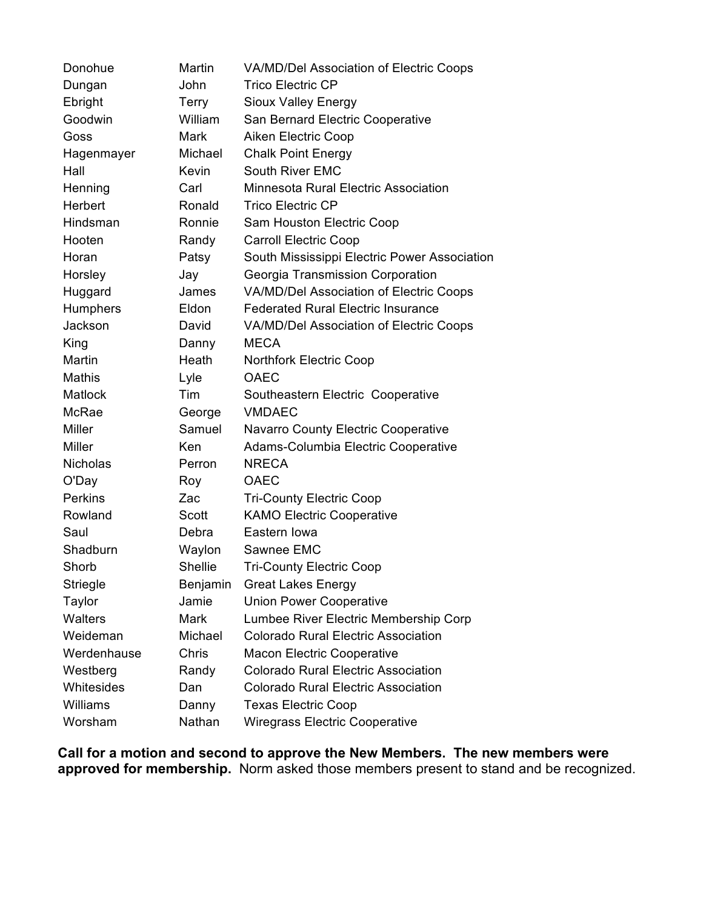| | | |
|---|---|---|
| Donohue | Martin | VA/MD/Del Association of Electric Coops |
| Dungan | John | Trico Electric CP |
| Ebright | Terry | Sioux Valley Energy |
| Goodwin | William | San Bernard Electric Cooperative |
| Goss | Mark | Aiken Electric Coop |
| Hagenmayer | Michael | Chalk Point Energy |
| Hall | Kevin | South River EMC |
| Henning | Carl | Minnesota Rural Electric Association |
| Herbert | Ronald | Trico Electric CP |
| Hindsman | Ronnie | Sam Houston Electric Coop |
| Hooten | Randy | Carroll Electric Coop |
| Horan | Patsy | South Mississippi Electric Power Association |
| Horsley | Jay | Georgia Transmission Corporation |
| Huggard | James | VA/MD/Del Association of Electric Coops |
| Humphers | Eldon | Federated Rural Electric Insurance |
| Jackson | David | VA/MD/Del Association of Electric Coops |
| King | Danny | MECA |
| Martin | Heath | Northfork Electric Coop |
| Mathis | Lyle | OAEC |
| Matlock | Tim | Southeastern Electric Cooperative |
| McRae | George | VMDAEC |
| Miller | Samuel | Navarro County Electric Cooperative |
| Miller | Ken | Adams-Columbia Electric Cooperative |
| Nicholas | Perron | NRECA |
| O'Day | Roy | OAEC |
| Perkins | Zac | Tri-County Electric Coop |
| Rowland | Scott | KAMO Electric Cooperative |
| Saul | Debra | Eastern Iowa |
| Shadburn | Waylon | Sawnee EMC |
| Shorb | Shellie | Tri-County Electric Coop |
| Striegle | Benjamin | Great Lakes Energy |
| Taylor | Jamie | Union Power Cooperative |
| Walters | Mark | Lumbee River Electric Membership Corp |
| Weideman | Michael | Colorado Rural Electric Association |
| Werdenhause | Chris | Macon Electric Cooperative |
| Westberg | Randy | Colorado Rural Electric Association |
| Whitesides | Dan | Colorado Rural Electric Association |
| Williams | Danny | Texas Electric Coop |
| Worsham | Nathan | Wiregrass Electric Cooperative |

**Call for a motion and second to approve the New Members. The new members were approved for membership.** Norm asked those members present to stand and be recognized.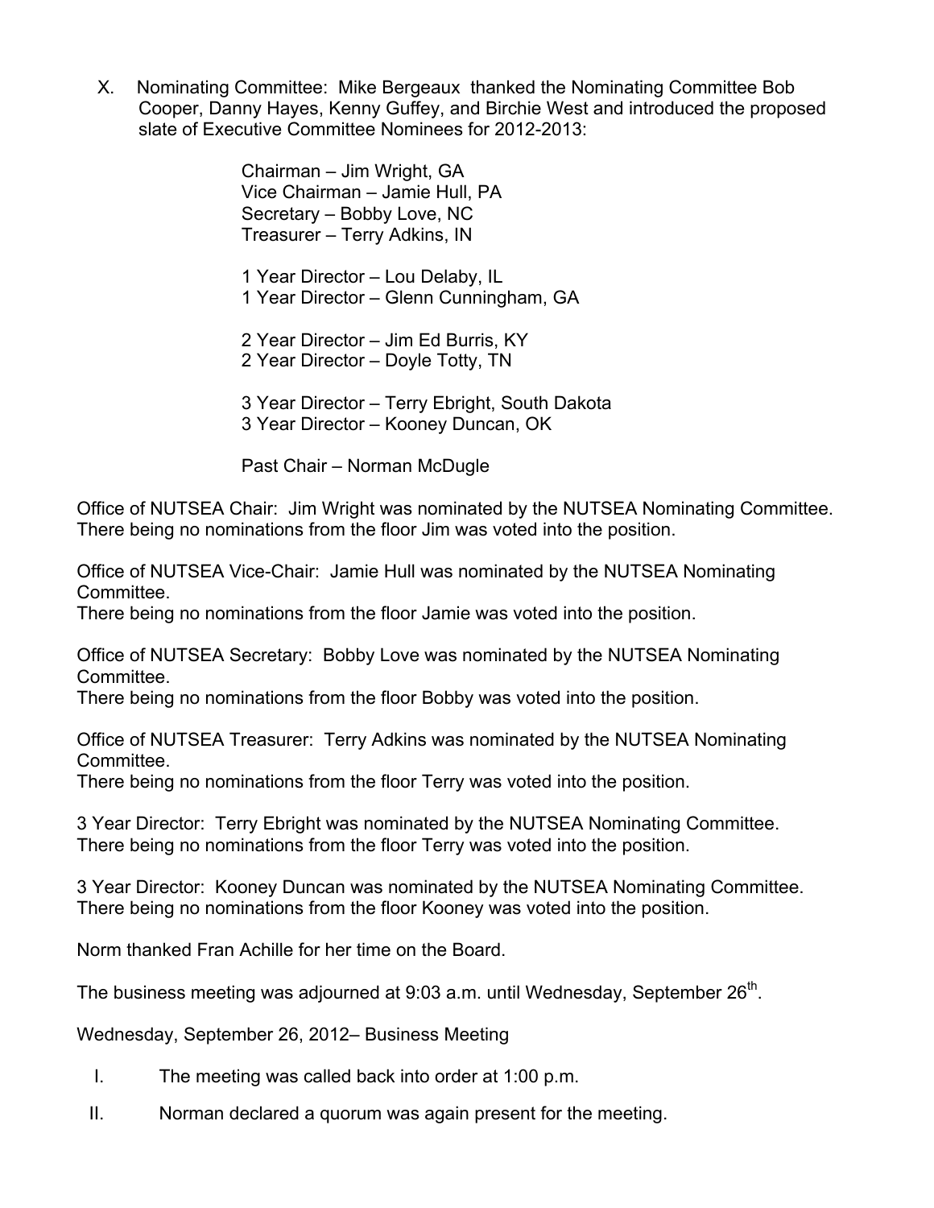X. Nominating Committee: Mike Bergeaux thanked the Nominating Committee Bob Cooper, Danny Hayes, Kenny Guffey, and Birchie West and introduced the proposed slate of Executive Committee Nominees for 2012-2013:

Chairman – Jim Wright, GA
Vice Chairman – Jamie Hull, PA
Secretary – Bobby Love, NC
Treasurer – Terry Adkins, IN

1 Year Director – Lou Delaby, IL
1 Year Director – Glenn Cunningham, GA

2 Year Director – Jim Ed Burris, KY
2 Year Director – Doyle Totty, TN

3 Year Director – Terry Ebright, South Dakota
3 Year Director – Kooney Duncan, OK

Past Chair – Norman McDugle

Office of NUTSEA Chair: Jim Wright was nominated by the NUTSEA Nominating Committee. There being no nominations from the floor Jim was voted into the position.

Office of NUTSEA Vice-Chair: Jamie Hull was nominated by the NUTSEA Nominating Committee.
There being no nominations from the floor Jamie was voted into the position.

Office of NUTSEA Secretary: Bobby Love was nominated by the NUTSEA Nominating Committee.
There being no nominations from the floor Bobby was voted into the position.

Office of NUTSEA Treasurer: Terry Adkins was nominated by the NUTSEA Nominating Committee.
There being no nominations from the floor Terry was voted into the position.

3 Year Director: Terry Ebright was nominated by the NUTSEA Nominating Committee. There being no nominations from the floor Terry was voted into the position.

3 Year Director: Kooney Duncan was nominated by the NUTSEA Nominating Committee. There being no nominations from the floor Kooney was voted into the position.

Norm thanked Fran Achille for her time on the Board.

The business meeting was adjourned at 9:03 a.m. until Wednesday, September 26th.

Wednesday, September 26, 2012– Business Meeting

I. The meeting was called back into order at 1:00 p.m.

II. Norman declared a quorum was again present for the meeting.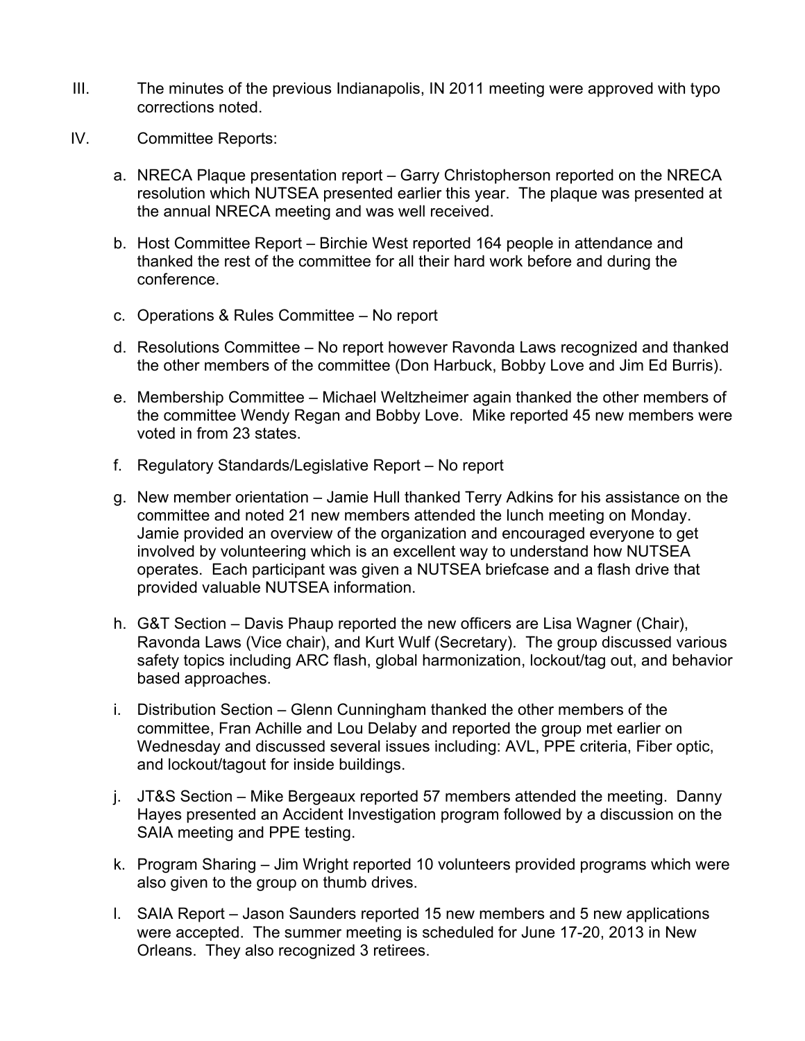III. The minutes of the previous Indianapolis, IN 2011 meeting were approved with typo corrections noted.

IV. Committee Reports:

a. NRECA Plaque presentation report – Garry Christopherson reported on the NRECA resolution which NUTSEA presented earlier this year. The plaque was presented at the annual NRECA meeting and was well received.

b. Host Committee Report – Birchie West reported 164 people in attendance and thanked the rest of the committee for all their hard work before and during the conference.

c. Operations & Rules Committee – No report

d. Resolutions Committee – No report however Ravonda Laws recognized and thanked the other members of the committee (Don Harbuck, Bobby Love and Jim Ed Burris).

e. Membership Committee – Michael Weltzheimer again thanked the other members of the committee Wendy Regan and Bobby Love. Mike reported 45 new members were voted in from 23 states.

f. Regulatory Standards/Legislative Report – No report

g. New member orientation – Jamie Hull thanked Terry Adkins for his assistance on the committee and noted 21 new members attended the lunch meeting on Monday. Jamie provided an overview of the organization and encouraged everyone to get involved by volunteering which is an excellent way to understand how NUTSEA operates. Each participant was given a NUTSEA briefcase and a flash drive that provided valuable NUTSEA information.

h. G&T Section – Davis Phaup reported the new officers are Lisa Wagner (Chair), Ravonda Laws (Vice chair), and Kurt Wulf (Secretary). The group discussed various safety topics including ARC flash, global harmonization, lockout/tag out, and behavior based approaches.

i. Distribution Section – Glenn Cunningham thanked the other members of the committee, Fran Achille and Lou Delaby and reported the group met earlier on Wednesday and discussed several issues including: AVL, PPE criteria, Fiber optic, and lockout/tagout for inside buildings.

j. JT&S Section – Mike Bergeaux reported 57 members attended the meeting. Danny Hayes presented an Accident Investigation program followed by a discussion on the SAIA meeting and PPE testing.

k. Program Sharing – Jim Wright reported 10 volunteers provided programs which were also given to the group on thumb drives.

l. SAIA Report – Jason Saunders reported 15 new members and 5 new applications were accepted. The summer meeting is scheduled for June 17-20, 2013 in New Orleans. They also recognized 3 retirees.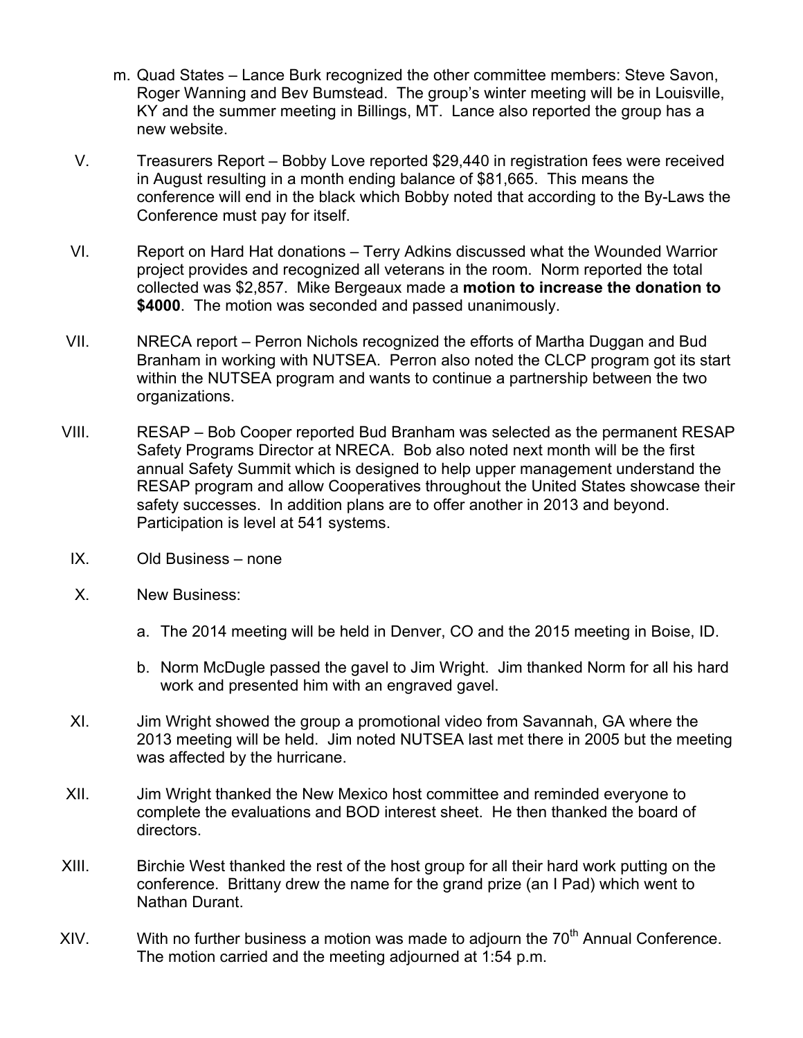m. Quad States – Lance Burk recognized the other committee members: Steve Savon, Roger Wanning and Bev Bumstead. The group's winter meeting will be in Louisville, KY and the summer meeting in Billings, MT. Lance also reported the group has a new website.

V. Treasurers Report – Bobby Love reported $29,440 in registration fees were received in August resulting in a month ending balance of $81,665. This means the conference will end in the black which Bobby noted that according to the By-Laws the Conference must pay for itself.

VI. Report on Hard Hat donations – Terry Adkins discussed what the Wounded Warrior project provides and recognized all veterans in the room. Norm reported the total collected was $2,857. Mike Bergeaux made a **motion to increase the donation to $4000**. The motion was seconded and passed unanimously.

VII. NRECA report – Perron Nichols recognized the efforts of Martha Duggan and Bud Branham in working with NUTSEA. Perron also noted the CLCP program got its start within the NUTSEA program and wants to continue a partnership between the two organizations.

VIII. RESAP – Bob Cooper reported Bud Branham was selected as the permanent RESAP Safety Programs Director at NRECA. Bob also noted next month will be the first annual Safety Summit which is designed to help upper management understand the RESAP program and allow Cooperatives throughout the United States showcase their safety successes. In addition plans are to offer another in 2013 and beyond. Participation is level at 541 systems.

IX. Old Business – none

X. New Business:

a. The 2014 meeting will be held in Denver, CO and the 2015 meeting in Boise, ID.

b. Norm McDugle passed the gavel to Jim Wright. Jim thanked Norm for all his hard work and presented him with an engraved gavel.

XI. Jim Wright showed the group a promotional video from Savannah, GA where the 2013 meeting will be held. Jim noted NUTSEA last met there in 2005 but the meeting was affected by the hurricane.

XII. Jim Wright thanked the New Mexico host committee and reminded everyone to complete the evaluations and BOD interest sheet. He then thanked the board of directors.

XIII. Birchie West thanked the rest of the host group for all their hard work putting on the conference. Brittany drew the name for the grand prize (an I Pad) which went to Nathan Durant.

XIV. With no further business a motion was made to adjourn the 70th Annual Conference. The motion carried and the meeting adjourned at 1:54 p.m.